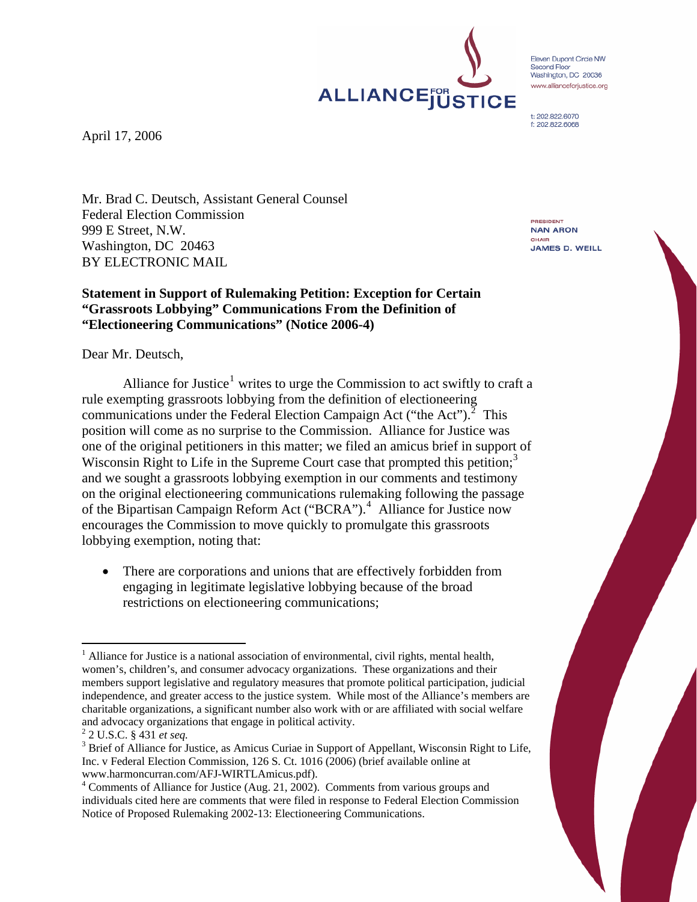ALLIANCE FOR JUSTICE

Eleven Dupont Circle NW
Second Floor
Washington, DC 20036
www.allianceforjustice.org

t: 202.822.6070
f: 202.822.6068

PRESIDENT
NAN ARON
CHAIR
JAMES D. WEILL

April 17, 2006

Mr. Brad C. Deutsch, Assistant General Counsel
Federal Election Commission
999 E Street, N.W.
Washington, DC 20463
BY ELECTRONIC MAIL

**Statement in Support of Rulemaking Petition: Exception for Certain "Grassroots Lobbying" Communications From the Definition of "Electioneering Communications" (Notice 2006-4)**

Dear Mr. Deutsch,

Alliance for Justice[1] writes to urge the Commission to act swiftly to craft a rule exempting grassroots lobbying from the definition of electioneering communications under the Federal Election Campaign Act ("the Act").[2] This position will come as no surprise to the Commission. Alliance for Justice was one of the original petitioners in this matter; we filed an amicus brief in support of Wisconsin Right to Life in the Supreme Court case that prompted this petition;[3] and we sought a grassroots lobbying exemption in our comments and testimony on the original electioneering communications rulemaking following the passage of the Bipartisan Campaign Reform Act ("BCRA").[4] Alliance for Justice now encourages the Commission to move quickly to promulgate this grassroots lobbying exemption, noting that:

- There are corporations and unions that are effectively forbidden from engaging in legitimate legislative lobbying because of the broad restrictions on electioneering communications;

---

[1] Alliance for Justice is a national association of environmental, civil rights, mental health, women's, children's, and consumer advocacy organizations. These organizations and their members support legislative and regulatory measures that promote political participation, judicial independence, and greater access to the justice system. While most of the Alliance's members are charitable organizations, a significant number also work with or are affiliated with social welfare and advocacy organizations that engage in political activity.

[2] 2 U.S.C. § 431 *et seq.*

[3] Brief of Alliance for Justice, as Amicus Curiae in Support of Appellant, Wisconsin Right to Life, Inc. v Federal Election Commission, 126 S. Ct. 1016 (2006) (brief available online at www.harmoncurran.com/AFJ-WIRTLAmicus.pdf).

[4] Comments of Alliance for Justice (Aug. 21, 2002). Comments from various groups and individuals cited here are comments that were filed in response to Federal Election Commission Notice of Proposed Rulemaking 2002-13: Electioneering Communications.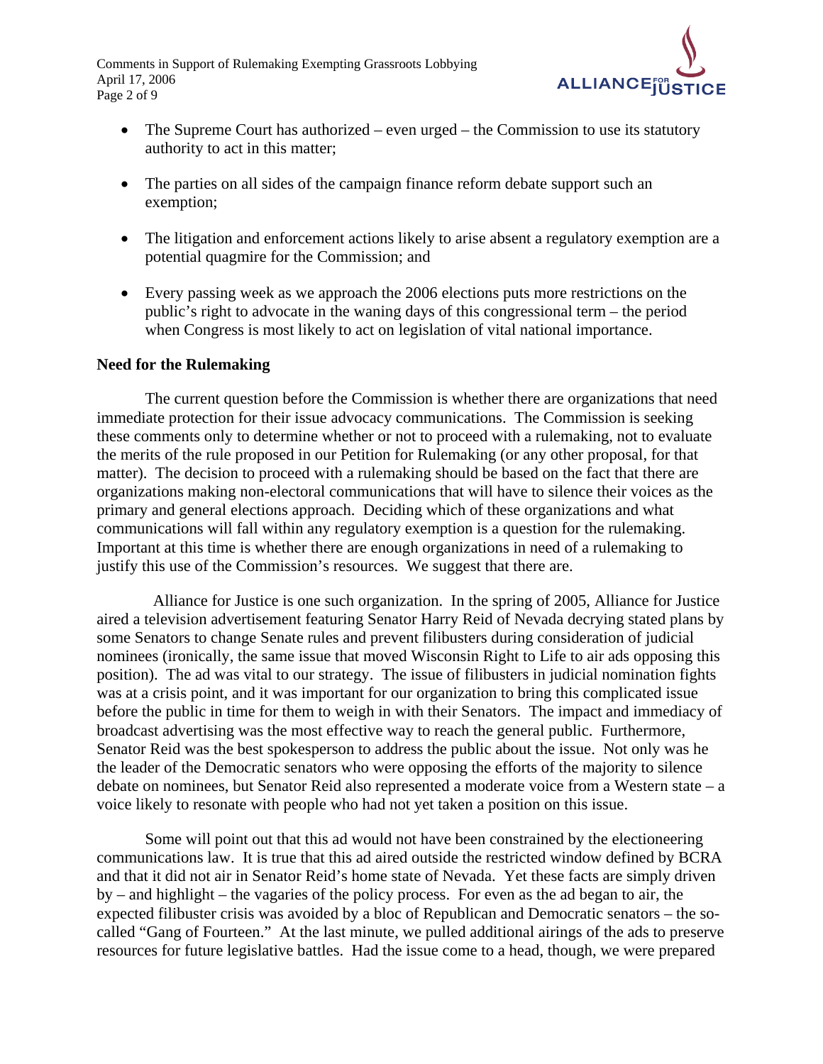- The Supreme Court has authorized – even urged – the Commission to use its statutory authority to act in this matter;

- The parties on all sides of the campaign finance reform debate support such an exemption;

- The litigation and enforcement actions likely to arise absent a regulatory exemption are a potential quagmire for the Commission; and

- Every passing week as we approach the 2006 elections puts more restrictions on the public's right to advocate in the waning days of this congressional term – the period when Congress is most likely to act on legislation of vital national importance.

**Need for the Rulemaking**

The current question before the Commission is whether there are organizations that need immediate protection for their issue advocacy communications. The Commission is seeking these comments only to determine whether or not to proceed with a rulemaking, not to evaluate the merits of the rule proposed in our Petition for Rulemaking (or any other proposal, for that matter). The decision to proceed with a rulemaking should be based on the fact that there are organizations making non-electoral communications that will have to silence their voices as the primary and general elections approach. Deciding which of these organizations and what communications will fall within any regulatory exemption is a question for the rulemaking. Important at this time is whether there are enough organizations in need of a rulemaking to justify this use of the Commission's resources. We suggest that there are.

Alliance for Justice is one such organization. In the spring of 2005, Alliance for Justice aired a television advertisement featuring Senator Harry Reid of Nevada decrying stated plans by some Senators to change Senate rules and prevent filibusters during consideration of judicial nominees (ironically, the same issue that moved Wisconsin Right to Life to air ads opposing this position). The ad was vital to our strategy. The issue of filibusters in judicial nomination fights was at a crisis point, and it was important for our organization to bring this complicated issue before the public in time for them to weigh in with their Senators. The impact and immediacy of broadcast advertising was the most effective way to reach the general public. Furthermore, Senator Reid was the best spokesperson to address the public about the issue. Not only was he the leader of the Democratic senators who were opposing the efforts of the majority to silence debate on nominees, but Senator Reid also represented a moderate voice from a Western state – a voice likely to resonate with people who had not yet taken a position on this issue.

Some will point out that this ad would not have been constrained by the electioneering communications law. It is true that this ad aired outside the restricted window defined by BCRA and that it did not air in Senator Reid's home state of Nevada. Yet these facts are simply driven by – and highlight – the vagaries of the policy process. For even as the ad began to air, the expected filibuster crisis was avoided by a bloc of Republican and Democratic senators – the so-called "Gang of Fourteen." At the last minute, we pulled additional airings of the ads to preserve resources for future legislative battles. Had the issue come to a head, though, we were prepared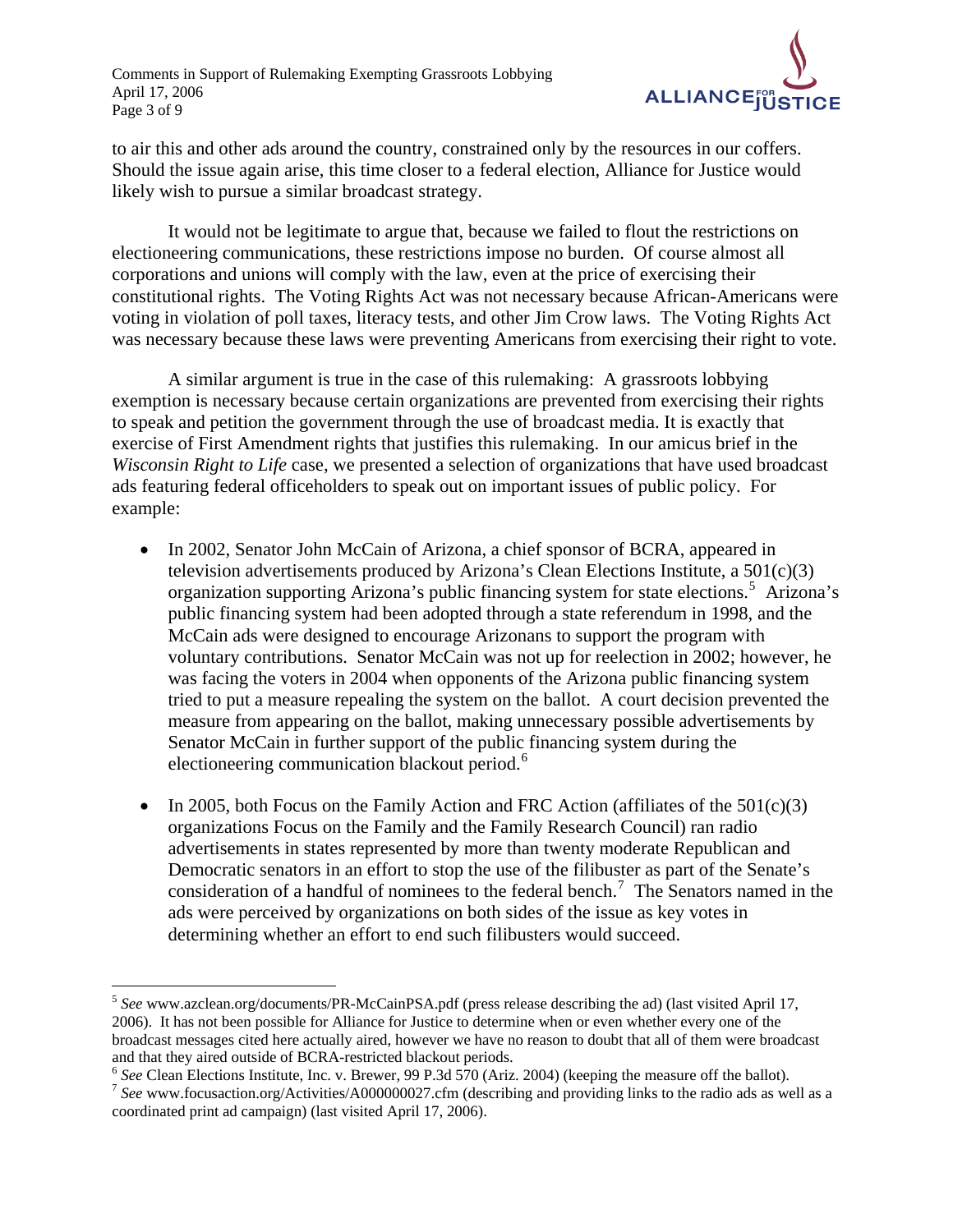to air this and other ads around the country, constrained only by the resources in our coffers. Should the issue again arise, this time closer to a federal election, Alliance for Justice would likely wish to pursue a similar broadcast strategy.

It would not be legitimate to argue that, because we failed to flout the restrictions on electioneering communications, these restrictions impose no burden. Of course almost all corporations and unions will comply with the law, even at the price of exercising their constitutional rights. The Voting Rights Act was not necessary because African-Americans were voting in violation of poll taxes, literacy tests, and other Jim Crow laws. The Voting Rights Act was necessary because these laws were preventing Americans from exercising their right to vote.

A similar argument is true in the case of this rulemaking: A grassroots lobbying exemption is necessary because certain organizations are prevented from exercising their rights to speak and petition the government through the use of broadcast media. It is exactly that exercise of First Amendment rights that justifies this rulemaking. In our amicus brief in the *Wisconsin Right to Life* case, we presented a selection of organizations that have used broadcast ads featuring federal officeholders to speak out on important issues of public policy. For example:

- In 2002, Senator John McCain of Arizona, a chief sponsor of BCRA, appeared in television advertisements produced by Arizona's Clean Elections Institute, a 501(c)(3) organization supporting Arizona's public financing system for state elections.[5] Arizona's public financing system had been adopted through a state referendum in 1998, and the McCain ads were designed to encourage Arizonans to support the program with voluntary contributions. Senator McCain was not up for reelection in 2002; however, he was facing the voters in 2004 when opponents of the Arizona public financing system tried to put a measure repealing the system on the ballot. A court decision prevented the measure from appearing on the ballot, making unnecessary possible advertisements by Senator McCain in further support of the public financing system during the electioneering communication blackout period.[6]

- In 2005, both Focus on the Family Action and FRC Action (affiliates of the 501(c)(3) organizations Focus on the Family and the Family Research Council) ran radio advertisements in states represented by more than twenty moderate Republican and Democratic senators in an effort to stop the use of the filibuster as part of the Senate's consideration of a handful of nominees to the federal bench.[7] The Senators named in the ads were perceived by organizations on both sides of the issue as key votes in determining whether an effort to end such filibusters would succeed.

---

[5] *See* www.azclean.org/documents/PR-McCainPSA.pdf (press release describing the ad) (last visited April 17, 2006). It has not been possible for Alliance for Justice to determine when or even whether every one of the broadcast messages cited here actually aired, however we have no reason to doubt that all of them were broadcast and that they aired outside of BCRA-restricted blackout periods.

[6] *See* Clean Elections Institute, Inc. v. Brewer, 99 P.3d 570 (Ariz. 2004) (keeping the measure off the ballot).

[7] *See* www.focusaction.org/Activities/A000000027.cfm (describing and providing links to the radio ads as well as a coordinated print ad campaign) (last visited April 17, 2006).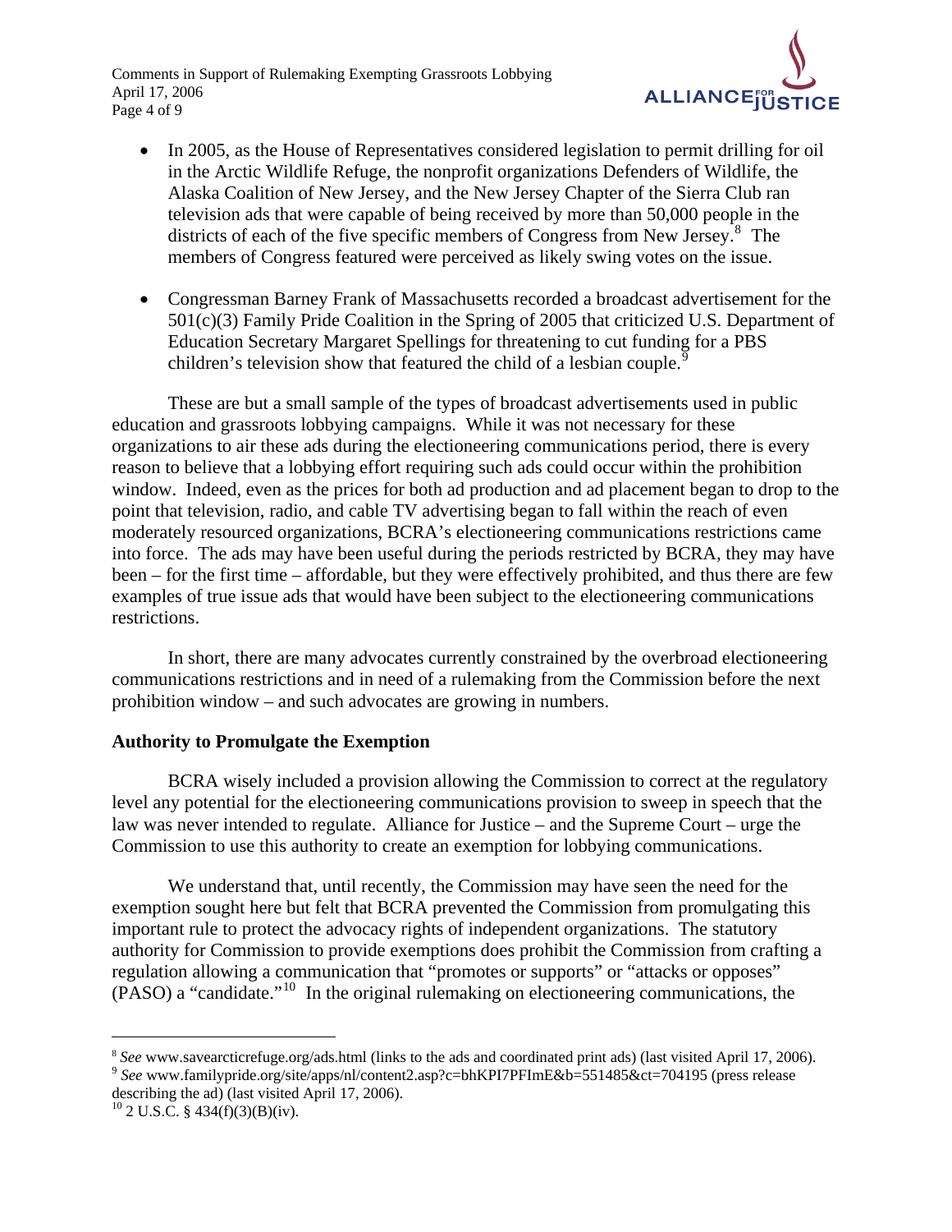- In 2005, as the House of Representatives considered legislation to permit drilling for oil in the Arctic Wildlife Refuge, the nonprofit organizations Defenders of Wildlife, the Alaska Coalition of New Jersey, and the New Jersey Chapter of the Sierra Club ran television ads that were capable of being received by more than 50,000 people in the districts of each of the five specific members of Congress from New Jersey.[8] The members of Congress featured were perceived as likely swing votes on the issue.

- Congressman Barney Frank of Massachusetts recorded a broadcast advertisement for the 501(c)(3) Family Pride Coalition in the Spring of 2005 that criticized U.S. Department of Education Secretary Margaret Spellings for threatening to cut funding for a PBS children's television show that featured the child of a lesbian couple.[9]

These are but a small sample of the types of broadcast advertisements used in public education and grassroots lobbying campaigns. While it was not necessary for these organizations to air these ads during the electioneering communications period, there is every reason to believe that a lobbying effort requiring such ads could occur within the prohibition window. Indeed, even as the prices for both ad production and ad placement began to drop to the point that television, radio, and cable TV advertising began to fall within the reach of even moderately resourced organizations, BCRA's electioneering communications restrictions came into force. The ads may have been useful during the periods restricted by BCRA, they may have been – for the first time – affordable, but they were effectively prohibited, and thus there are few examples of true issue ads that would have been subject to the electioneering communications restrictions.

In short, there are many advocates currently constrained by the overbroad electioneering communications restrictions and in need of a rulemaking from the Commission before the next prohibition window – and such advocates are growing in numbers.

**Authority to Promulgate the Exemption**

BCRA wisely included a provision allowing the Commission to correct at the regulatory level any potential for the electioneering communications provision to sweep in speech that the law was never intended to regulate. Alliance for Justice – and the Supreme Court – urge the Commission to use this authority to create an exemption for lobbying communications.

We understand that, until recently, the Commission may have seen the need for the exemption sought here but felt that BCRA prevented the Commission from promulgating this important rule to protect the advocacy rights of independent organizations. The statutory authority for Commission to provide exemptions does prohibit the Commission from crafting a regulation allowing a communication that "promotes or supports" or "attacks or opposes" (PASO) a "candidate."[10] In the original rulemaking on electioneering communications, the

---

[8] *See* www.savearcticrefuge.org/ads.html (links to the ads and coordinated print ads) (last visited April 17, 2006).

[9] *See* www.familypride.org/site/apps/nl/content2.asp?c=bhKPI7PFImE&b=551485&ct=704195 (press release describing the ad) (last visited April 17, 2006).

[10] 2 U.S.C. § 434(f)(3)(B)(iv).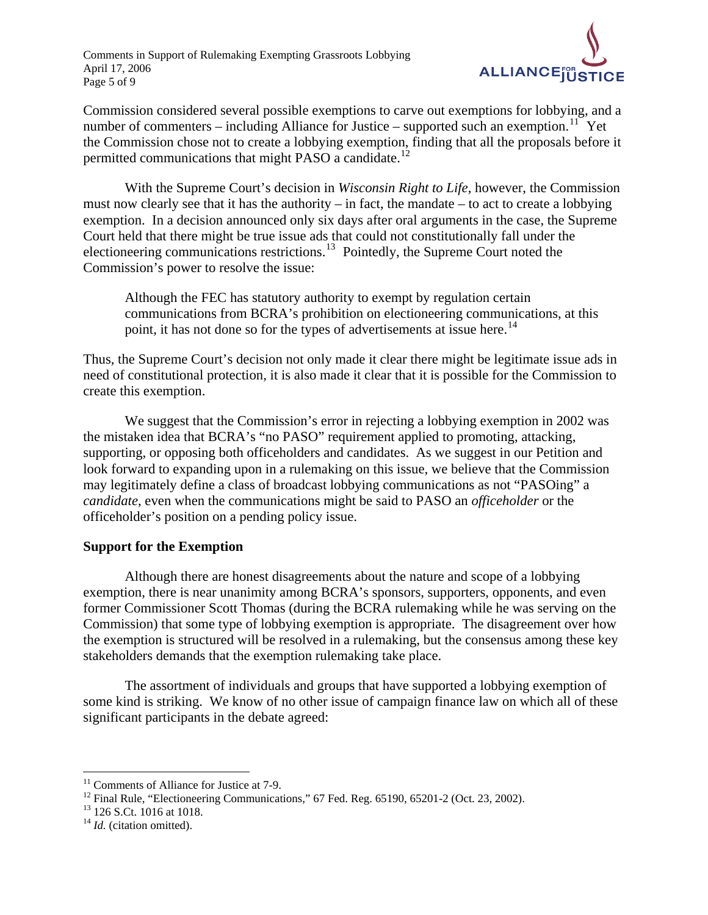Commission considered several possible exemptions to carve out exemptions for lobbying, and a number of commenters – including Alliance for Justice – supported such an exemption.[11] Yet the Commission chose not to create a lobbying exemption, finding that all the proposals before it permitted communications that might PASO a candidate.[12]

With the Supreme Court's decision in *Wisconsin Right to Life*, however, the Commission must now clearly see that it has the authority – in fact, the mandate – to act to create a lobbying exemption. In a decision announced only six days after oral arguments in the case, the Supreme Court held that there might be true issue ads that could not constitutionally fall under the electioneering communications restrictions.[13] Pointedly, the Supreme Court noted the Commission's power to resolve the issue:

> Although the FEC has statutory authority to exempt by regulation certain communications from BCRA's prohibition on electioneering communications, at this point, it has not done so for the types of advertisements at issue here.[14]

Thus, the Supreme Court's decision not only made it clear there might be legitimate issue ads in need of constitutional protection, it is also made it clear that it is possible for the Commission to create this exemption.

We suggest that the Commission's error in rejecting a lobbying exemption in 2002 was the mistaken idea that BCRA's "no PASO" requirement applied to promoting, attacking, supporting, or opposing both officeholders and candidates. As we suggest in our Petition and look forward to expanding upon in a rulemaking on this issue, we believe that the Commission may legitimately define a class of broadcast lobbying communications as not "PASOing" a *candidate*, even when the communications might be said to PASO an *officeholder* or the officeholder's position on a pending policy issue.

**Support for the Exemption**

Although there are honest disagreements about the nature and scope of a lobbying exemption, there is near unanimity among BCRA's sponsors, supporters, opponents, and even former Commissioner Scott Thomas (during the BCRA rulemaking while he was serving on the Commission) that some type of lobbying exemption is appropriate. The disagreement over how the exemption is structured will be resolved in a rulemaking, but the consensus among these key stakeholders demands that the exemption rulemaking take place.

The assortment of individuals and groups that have supported a lobbying exemption of some kind is striking. We know of no other issue of campaign finance law on which all of these significant participants in the debate agreed:

---

[11] Comments of Alliance for Justice at 7-9.

[12] Final Rule, "Electioneering Communications," 67 Fed. Reg. 65190, 65201-2 (Oct. 23, 2002).

[13] 126 S.Ct. 1016 at 1018.

[14] *Id.* (citation omitted).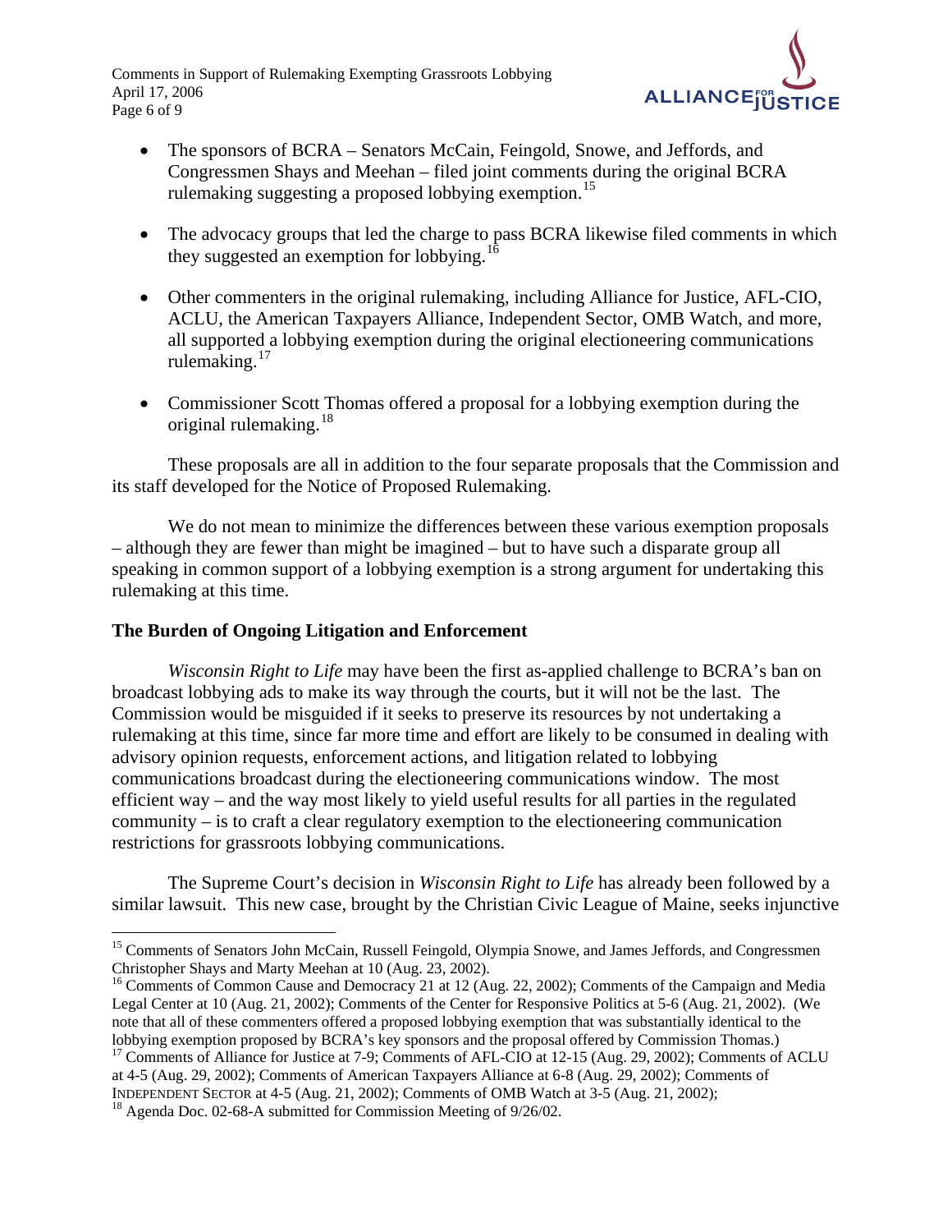- The sponsors of BCRA – Senators McCain, Feingold, Snowe, and Jeffords, and Congressmen Shays and Meehan – filed joint comments during the original BCRA rulemaking suggesting a proposed lobbying exemption.[15]

- The advocacy groups that led the charge to pass BCRA likewise filed comments in which they suggested an exemption for lobbying.[16]

- Other commenters in the original rulemaking, including Alliance for Justice, AFL-CIO, ACLU, the American Taxpayers Alliance, Independent Sector, OMB Watch, and more, all supported a lobbying exemption during the original electioneering communications rulemaking.[17]

- Commissioner Scott Thomas offered a proposal for a lobbying exemption during the original rulemaking.[18]

These proposals are all in addition to the four separate proposals that the Commission and its staff developed for the Notice of Proposed Rulemaking.

We do not mean to minimize the differences between these various exemption proposals – although they are fewer than might be imagined – but to have such a disparate group all speaking in common support of a lobbying exemption is a strong argument for undertaking this rulemaking at this time.

## The Burden of Ongoing Litigation and Enforcement

*Wisconsin Right to Life* may have been the first as-applied challenge to BCRA's ban on broadcast lobbying ads to make its way through the courts, but it will not be the last. The Commission would be misguided if it seeks to preserve its resources by not undertaking a rulemaking at this time, since far more time and effort are likely to be consumed in dealing with advisory opinion requests, enforcement actions, and litigation related to lobbying communications broadcast during the electioneering communications window. The most efficient way – and the way most likely to yield useful results for all parties in the regulated community – is to craft a clear regulatory exemption to the electioneering communication restrictions for grassroots lobbying communications.

The Supreme Court's decision in *Wisconsin Right to Life* has already been followed by a similar lawsuit. This new case, brought by the Christian Civic League of Maine, seeks injunctive

---

[15] Comments of Senators John McCain, Russell Feingold, Olympia Snowe, and James Jeffords, and Congressmen Christopher Shays and Marty Meehan at 10 (Aug. 23, 2002).

[16] Comments of Common Cause and Democracy 21 at 12 (Aug. 22, 2002); Comments of the Campaign and Media Legal Center at 10 (Aug. 21, 2002); Comments of the Center for Responsive Politics at 5-6 (Aug. 21, 2002). (We note that all of these commenters offered a proposed lobbying exemption that was substantially identical to the lobbying exemption proposed by BCRA's key sponsors and the proposal offered by Commission Thomas.)

[17] Comments of Alliance for Justice at 7-9; Comments of AFL-CIO at 12-15 (Aug. 29, 2002); Comments of ACLU at 4-5 (Aug. 29, 2002); Comments of American Taxpayers Alliance at 6-8 (Aug. 29, 2002); Comments of INDEPENDENT SECTOR at 4-5 (Aug. 21, 2002); Comments of OMB Watch at 3-5 (Aug. 21, 2002);

[18] Agenda Doc. 02-68-A submitted for Commission Meeting of 9/26/02.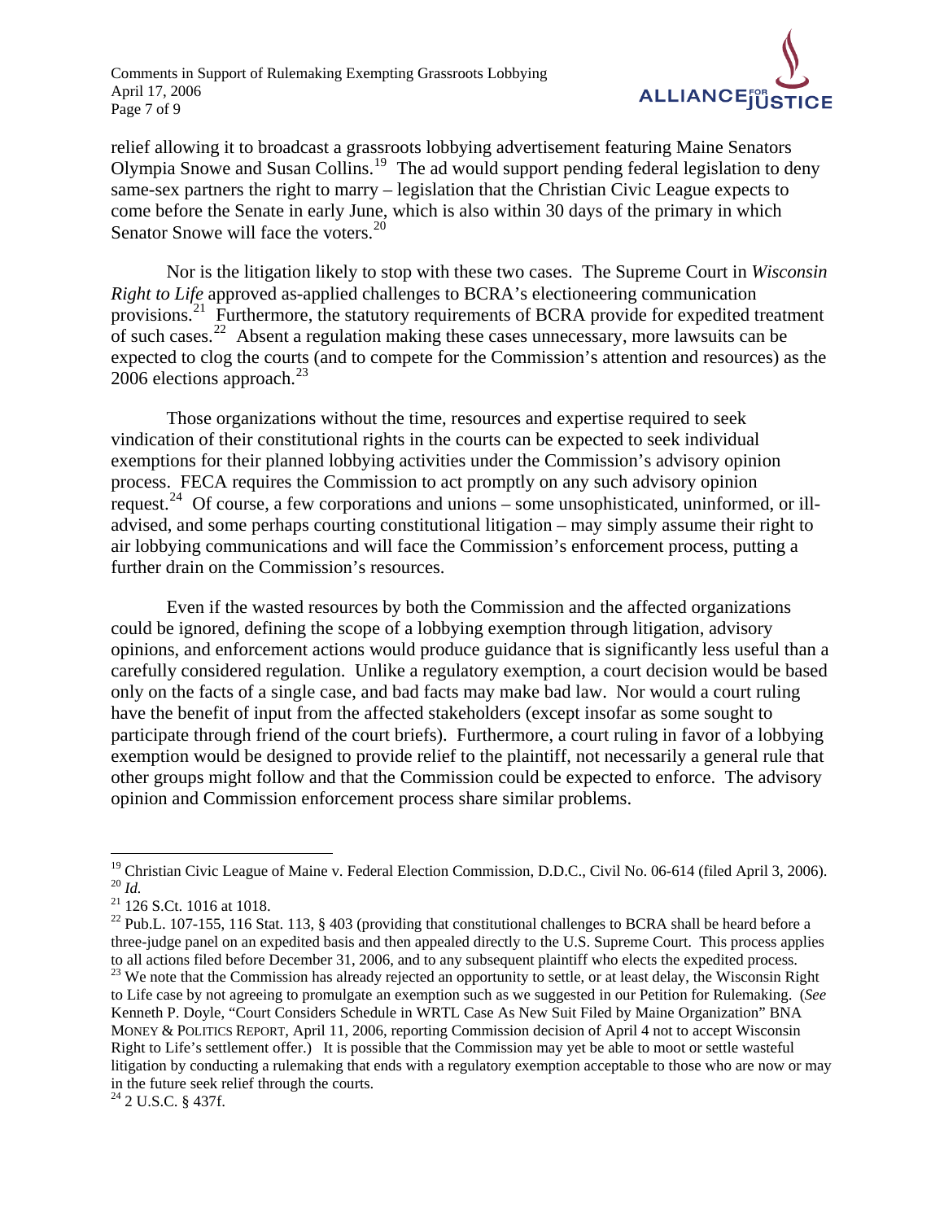relief allowing it to broadcast a grassroots lobbying advertisement featuring Maine Senators Olympia Snowe and Susan Collins.[19] The ad would support pending federal legislation to deny same-sex partners the right to marry – legislation that the Christian Civic League expects to come before the Senate in early June, which is also within 30 days of the primary in which Senator Snowe will face the voters.[20]

Nor is the litigation likely to stop with these two cases. The Supreme Court in *Wisconsin Right to Life* approved as-applied challenges to BCRA's electioneering communication provisions.[21] Furthermore, the statutory requirements of BCRA provide for expedited treatment of such cases.[22] Absent a regulation making these cases unnecessary, more lawsuits can be expected to clog the courts (and to compete for the Commission's attention and resources) as the 2006 elections approach.[23]

Those organizations without the time, resources and expertise required to seek vindication of their constitutional rights in the courts can be expected to seek individual exemptions for their planned lobbying activities under the Commission's advisory opinion process. FECA requires the Commission to act promptly on any such advisory opinion request.[24] Of course, a few corporations and unions – some unsophisticated, uninformed, or ill-advised, and some perhaps courting constitutional litigation – may simply assume their right to air lobbying communications and will face the Commission's enforcement process, putting a further drain on the Commission's resources.

Even if the wasted resources by both the Commission and the affected organizations could be ignored, defining the scope of a lobbying exemption through litigation, advisory opinions, and enforcement actions would produce guidance that is significantly less useful than a carefully considered regulation. Unlike a regulatory exemption, a court decision would be based only on the facts of a single case, and bad facts may make bad law. Nor would a court ruling have the benefit of input from the affected stakeholders (except insofar as some sought to participate through friend of the court briefs). Furthermore, a court ruling in favor of a lobbying exemption would be designed to provide relief to the plaintiff, not necessarily a general rule that other groups might follow and that the Commission could be expected to enforce. The advisory opinion and Commission enforcement process share similar problems.

---

[19] Christian Civic League of Maine v. Federal Election Commission, D.D.C., Civil No. 06-614 (filed April 3, 2006).

[20] *Id.*

[21] 126 S.Ct. 1016 at 1018.

[22] Pub.L. 107-155, 116 Stat. 113, § 403 (providing that constitutional challenges to BCRA shall be heard before a three-judge panel on an expedited basis and then appealed directly to the U.S. Supreme Court. This process applies to all actions filed before December 31, 2006, and to any subsequent plaintiff who elects the expedited process.

[23] We note that the Commission has already rejected an opportunity to settle, or at least delay, the Wisconsin Right to Life case by not agreeing to promulgate an exemption such as we suggested in our Petition for Rulemaking. (*See* Kenneth P. Doyle, "Court Considers Schedule in WRTL Case As New Suit Filed by Maine Organization" BNA MONEY & POLITICS REPORT, April 11, 2006, reporting Commission decision of April 4 not to accept Wisconsin Right to Life's settlement offer.) It is possible that the Commission may yet be able to moot or settle wasteful litigation by conducting a rulemaking that ends with a regulatory exemption acceptable to those who are now or may in the future seek relief through the courts.

[24] 2 U.S.C. § 437f.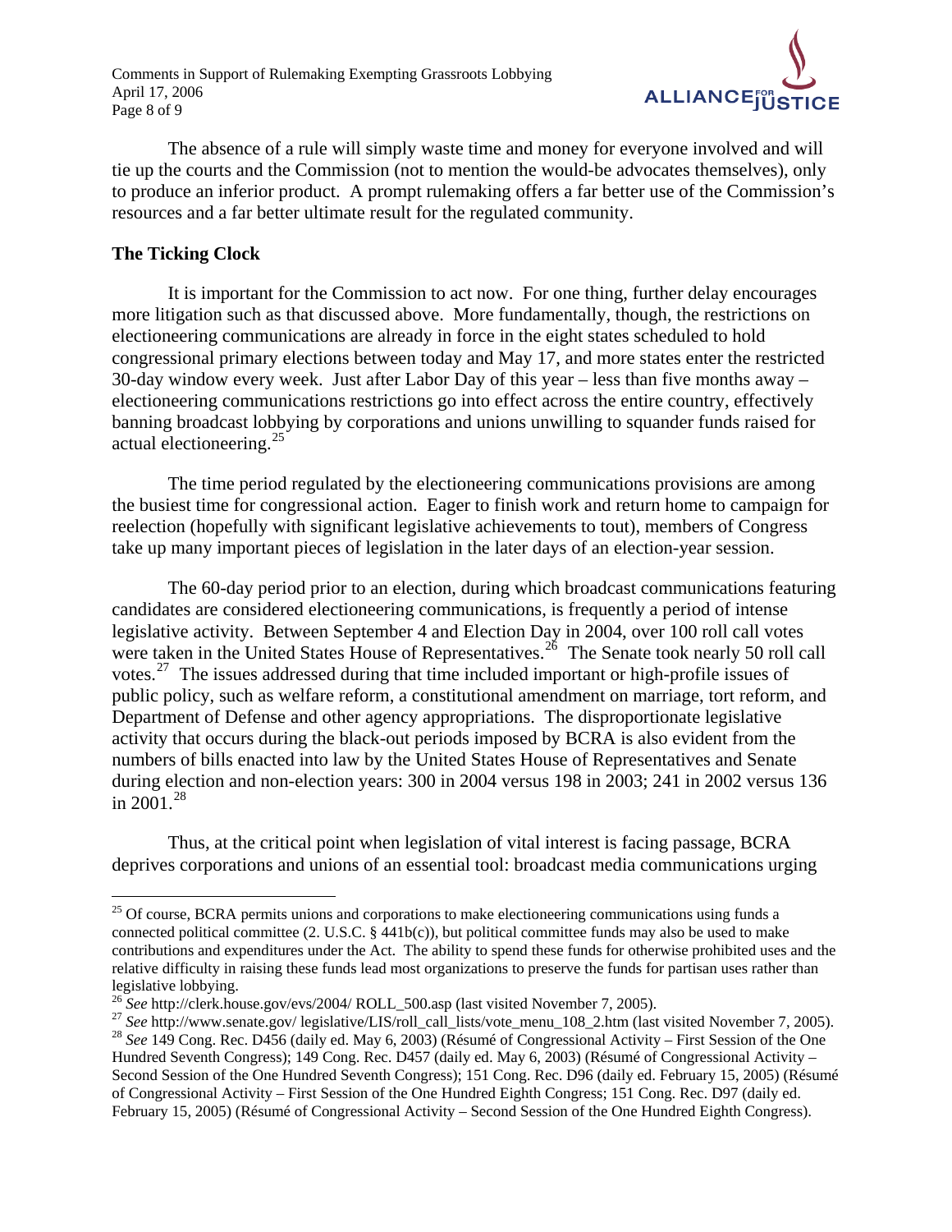The absence of a rule will simply waste time and money for everyone involved and will tie up the courts and the Commission (not to mention the would-be advocates themselves), only to produce an inferior product. A prompt rulemaking offers a far better use of the Commission's resources and a far better ultimate result for the regulated community.

**The Ticking Clock**

It is important for the Commission to act now. For one thing, further delay encourages more litigation such as that discussed above. More fundamentally, though, the restrictions on electioneering communications are already in force in the eight states scheduled to hold congressional primary elections between today and May 17, and more states enter the restricted 30-day window every week. Just after Labor Day of this year – less than five months away – electioneering communications restrictions go into effect across the entire country, effectively banning broadcast lobbying by corporations and unions unwilling to squander funds raised for actual electioneering.[25]

The time period regulated by the electioneering communications provisions are among the busiest time for congressional action. Eager to finish work and return home to campaign for reelection (hopefully with significant legislative achievements to tout), members of Congress take up many important pieces of legislation in the later days of an election-year session.

The 60-day period prior to an election, during which broadcast communications featuring candidates are considered electioneering communications, is frequently a period of intense legislative activity. Between September 4 and Election Day in 2004, over 100 roll call votes were taken in the United States House of Representatives.[26] The Senate took nearly 50 roll call votes.[27] The issues addressed during that time included important or high-profile issues of public policy, such as welfare reform, a constitutional amendment on marriage, tort reform, and Department of Defense and other agency appropriations. The disproportionate legislative activity that occurs during the black-out periods imposed by BCRA is also evident from the numbers of bills enacted into law by the United States House of Representatives and Senate during election and non-election years: 300 in 2004 versus 198 in 2003; 241 in 2002 versus 136 in 2001.[28]

Thus, at the critical point when legislation of vital interest is facing passage, BCRA deprives corporations and unions of an essential tool: broadcast media communications urging

---

[25] Of course, BCRA permits unions and corporations to make electioneering communications using funds a connected political committee (2. U.S.C. § 441b(c)), but political committee funds may also be used to make contributions and expenditures under the Act. The ability to spend these funds for otherwise prohibited uses and the relative difficulty in raising these funds lead most organizations to preserve the funds for partisan uses rather than legislative lobbying.

[26] *See* http://clerk.house.gov/evs/2004/ ROLL_500.asp (last visited November 7, 2005).

[27] *See* http://www.senate.gov/ legislative/LIS/roll_call_lists/vote_menu_108_2.htm (last visited November 7, 2005).

[28] *See* 149 Cong. Rec. D456 (daily ed. May 6, 2003) (Résumé of Congressional Activity – First Session of the One Hundred Seventh Congress); 149 Cong. Rec. D457 (daily ed. May 6, 2003) (Résumé of Congressional Activity – Second Session of the One Hundred Seventh Congress); 151 Cong. Rec. D96 (daily ed. February 15, 2005) (Résumé of Congressional Activity – First Session of the One Hundred Eighth Congress; 151 Cong. Rec. D97 (daily ed. February 15, 2005) (Résumé of Congressional Activity – Second Session of the One Hundred Eighth Congress).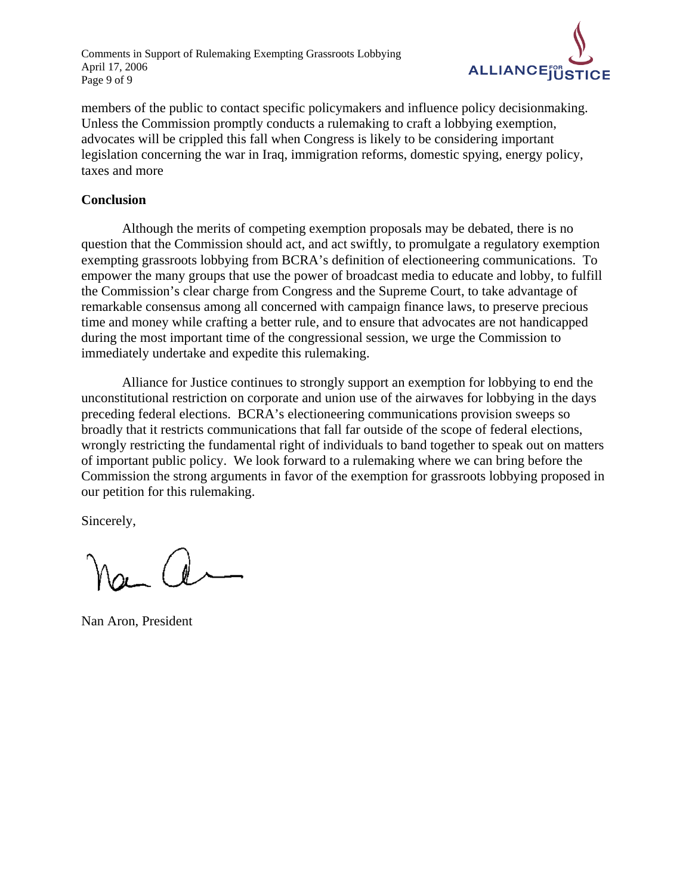members of the public to contact specific policymakers and influence policy decisionmaking. Unless the Commission promptly conducts a rulemaking to craft a lobbying exemption, advocates will be crippled this fall when Congress is likely to be considering important legislation concerning the war in Iraq, immigration reforms, domestic spying, energy policy, taxes and more

**Conclusion**

Although the merits of competing exemption proposals may be debated, there is no question that the Commission should act, and act swiftly, to promulgate a regulatory exemption exempting grassroots lobbying from BCRA's definition of electioneering communications. To empower the many groups that use the power of broadcast media to educate and lobby, to fulfill the Commission's clear charge from Congress and the Supreme Court, to take advantage of remarkable consensus among all concerned with campaign finance laws, to preserve precious time and money while crafting a better rule, and to ensure that advocates are not handicapped during the most important time of the congressional session, we urge the Commission to immediately undertake and expedite this rulemaking.

Alliance for Justice continues to strongly support an exemption for lobbying to end the unconstitutional restriction on corporate and union use of the airwaves for lobbying in the days preceding federal elections. BCRA's electioneering communications provision sweeps so broadly that it restricts communications that fall far outside of the scope of federal elections, wrongly restricting the fundamental right of individuals to band together to speak out on matters of important public policy. We look forward to a rulemaking where we can bring before the Commission the strong arguments in favor of the exemption for grassroots lobbying proposed in our petition for this rulemaking.

Sincerely,

Nan Aron, President